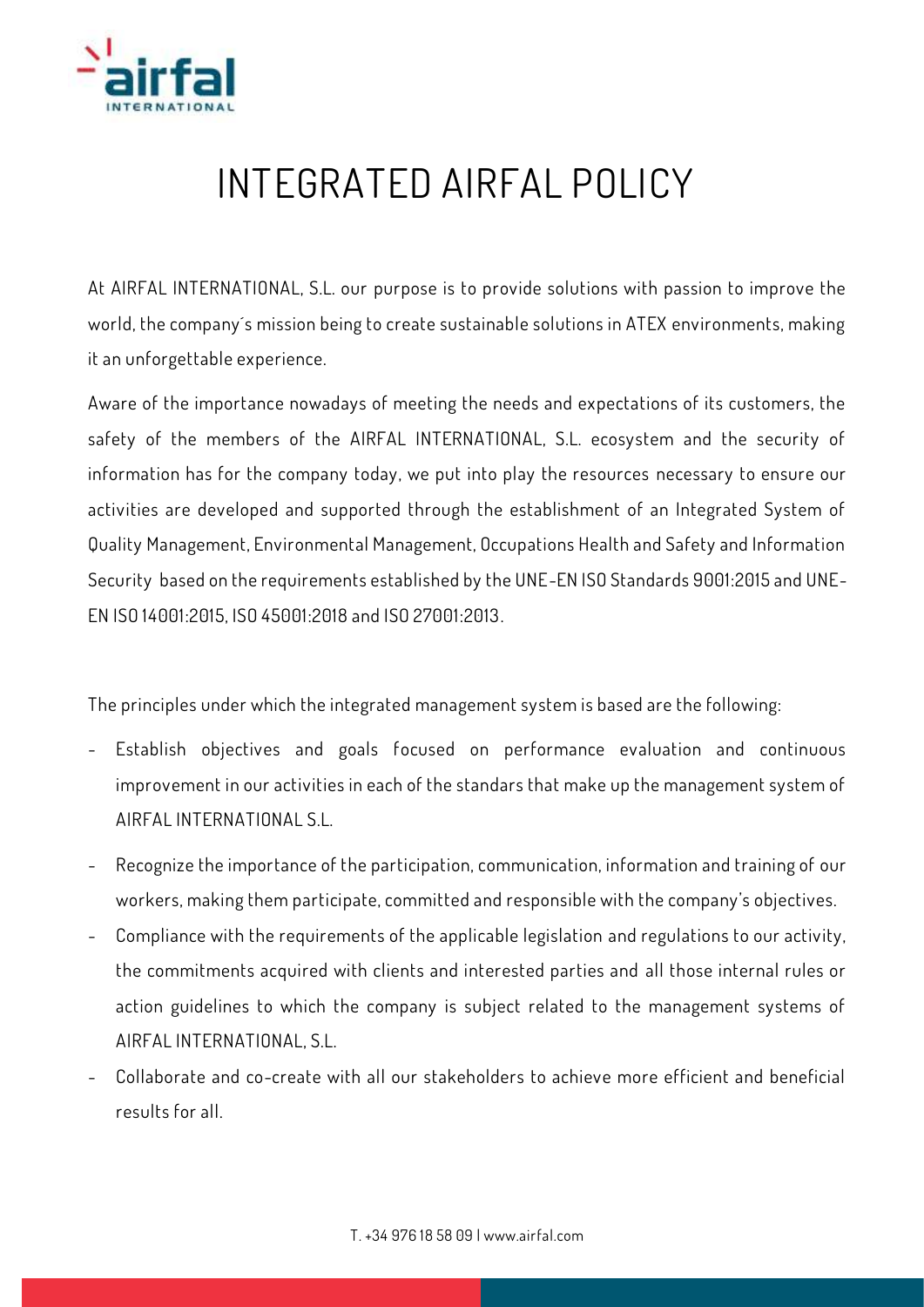# INTEGRATED AIRFAL POLICY

At AIRFAL INTERNATIONAL, S.L. our purpose is to provide solutions with passion to improve the world, the company´s mission being to create sustainable solutions in ATEX environments, making it an unforgettable experience.

Aware of the importance nowadays of meeting the needs and expectations of its customers, the safety of the members of the AIRFAL INTERNATIONAL, S.L. ecosystem and the security of information has for the company today, we put into play the resources necessary to ensure our activities are developed and supported through the establishment of an Integrated System of Quality Management, Environmental Management, Occupations Health and Safety and Information Security based on the requirements established by the UNE-EN ISO Standards 9001:2015 and UNE-EN ISO 14001:2015, ISO 45001:2018 and ISO 27001:2013.

The principles under which the integrated management system is based are the following:

- Establish objectives and goals focused on performance evaluation and continuous improvement in our activities in each of the standars that make up the management system of AIRFAL INTERNATIONAL S.L.
- Recognize the importance of the participation, communication, information and training of our workers, making them participate, committed and responsible with the company's objectives.
- Compliance with the requirements of the applicable legislation and regulations to our activity, the commitments acquired with clients and interested parties and all those internal rules or action guidelines to which the company is subject related to the management systems of AIRFAL INTERNATIONAL, S.L.
- Collaborate and co-create with all our stakeholders to achieve more efficient and beneficial results for all.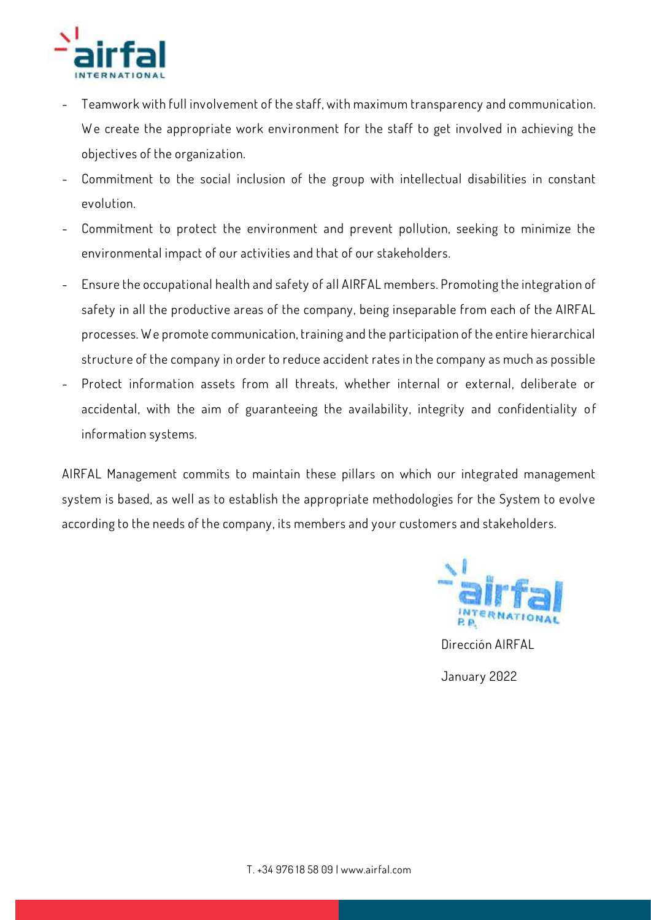- Teamwork with full involvement of the staff, with maximum transparency and communication. We create the appropriate work environment for the staff to get involved in achieving the objectives of the organization.
- Commitment to the social inclusion of the group with intellectual disabilities in constant evolution.
- Commitment to protect the environment and prevent pollution, seeking to minimize the environmental impact of our activities and that of our stakeholders.
- Ensure the occupational health and safety of all AIRFAL members. Promoting the integration of safety in all the productive areas of the company, being inseparable from each of the AIRFAL processes. We promote communication, training and the participation of the entire hierarchical structure of the company in order to reduce accident rates in the company as much as possible
- Protect information assets from all threats, whether internal or external, deliberate or accidental, with the aim of guaranteeing the availability, integrity and confidentiality of information systems.

AIRFAL Management commits to maintain these pillars on which our integrated management system is based, as well as to establish the appropriate methodologies for the System to evolve according to the needs of the company, its members and your customers and stakeholders.

P.P.

Dirección AIRFAL

January 2022

T. +34 976 18 58 09 | www.airfal.com